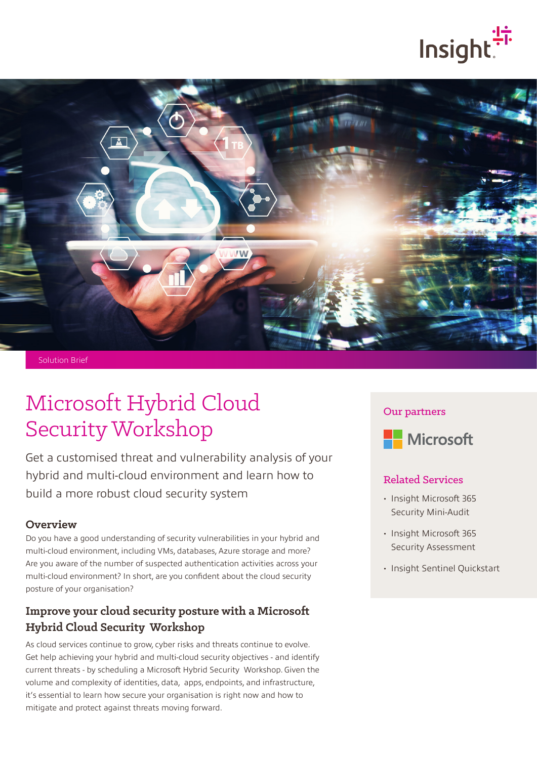Solution Brief

# Microsoft Hybrid Cloud Security Workshop

Get a customised threat and vulnerability analysis of your hybrid and multi-cloud environment and learn how to build a more robust cloud security system

## Overview

Do you have a good understanding of security vulnerabilities in your hybrid and multi-cloud environment, including VMs, databases, Azure storage and more? Are you aware of the number of suspected authentication activities across your multi-cloud environment? In short, are you confident about the cloud security posture of your organisation?

## Improve your cloud security posture with a Microsoft Hybrid Cloud Security Workshop

As cloud services continue to grow, cyber risks and threats continue to evolve. Get help achieving your hybrid and multi-cloud security objectives - and identify current threats - by scheduling a Microsoft Hybrid Security Workshop. Given the volume and complexity of identities, data, apps, endpoints, and infrastructure, it's essential to learn how secure your organisation is right now and how to mitigate and protect against threats moving forward.

### Our partners

Microsoft

### Related Services

- Insight Microsoft 365 Security Mini-Audit
- Insight Microsoft 365 Security Assessment
- Insight Sentinel Quickstart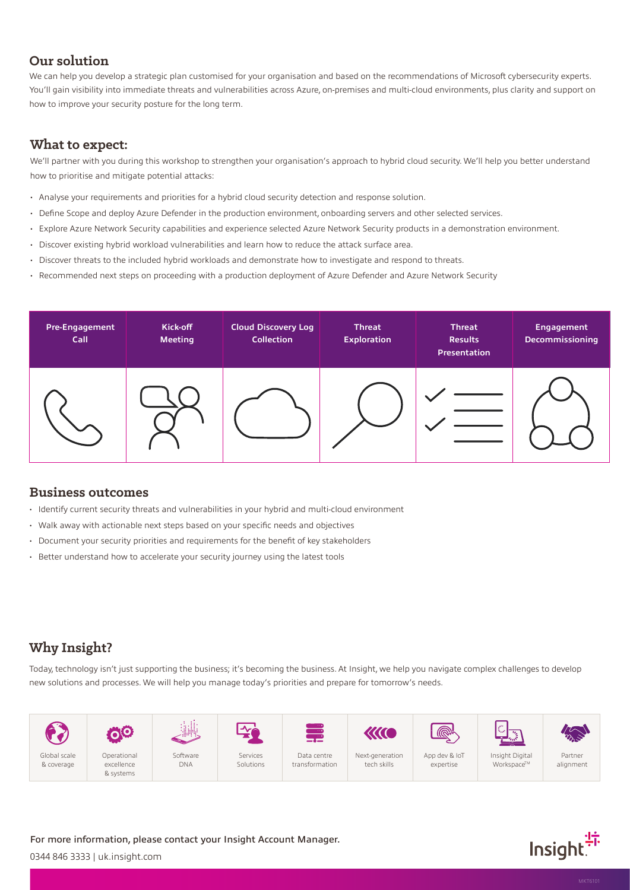## Our solution

We can help you develop a strategic plan customised for your organisation and based on the recommendations of Microsoft cybersecurity experts. You'll gain visibility into immediate threats and vulnerabilities across Azure, on-premises and multi-cloud environments, plus clarity and support on how to improve your security posture for the long term.

## What to expect:

We'll partner with you during this workshop to strengthen your organisation's approach to hybrid cloud security. We'll help you better understand how to prioritise and mitigate potential attacks:

- Analyse your requirements and priorities for a hybrid cloud security detection and response solution.
- Define Scope and deploy Azure Defender in the production environment, onboarding servers and other selected services.
- Explore Azure Network Security capabilities and experience selected Azure Network Security products in a demonstration environment.
- Discover existing hybrid workload vulnerabilities and learn how to reduce the attack surface area.
- Discover threats to the included hybrid workloads and demonstrate how to investigate and respond to threats.
- Recommended next steps on proceeding with a production deployment of Azure Defender and Azure Network Security

| Pre-Engagement Call | Kick-off Meeting | Cloud Discovery Log Collection | Threat Exploration | Threat Results Presentation | Engagement Decommissioning |
|---|---|---|---|---|---|

## Business outcomes

- Identify current security threats and vulnerabilities in your hybrid and multi-cloud environment
- Walk away with actionable next steps based on your specific needs and objectives
- Document your security priorities and requirements for the benefit of key stakeholders
- Better understand how to accelerate your security journey using the latest tools

## Why Insight?

Today, technology isn't just supporting the business; it's becoming the business. At Insight, we help you navigate complex challenges to develop new solutions and processes. We will help you manage today's priorities and prepare for tomorrow's needs.

| | | | | | | | | |
|---|---|---|---|---|---|---|---|---|
| Global scale & coverage | Operational excellence & systems | Software DNA | Services Solutions | Data centre transformation | Next-generation tech skills | App dev & IoT expertise | Insight Digital Workspace™ | Partner alignment |

For more information, please contact your Insight Account Manager.

0344 846 3333 | uk.insight.com

MKT6101